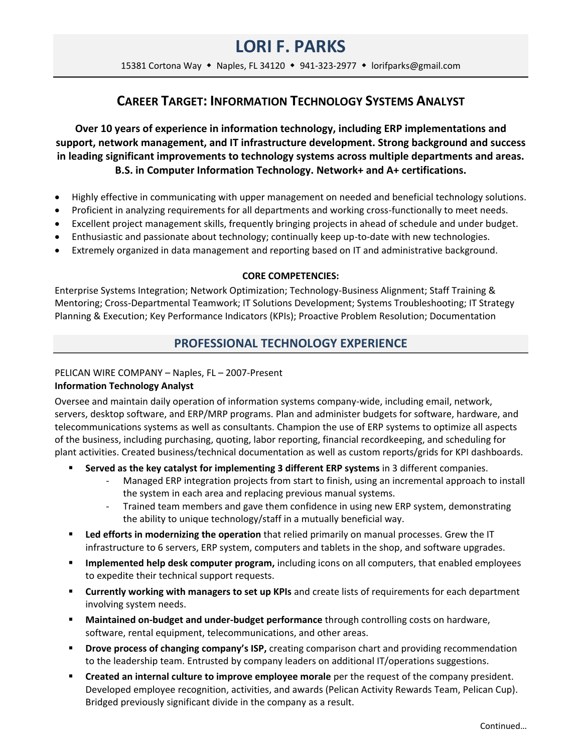# LORI F. PARKS

15381 Cortona Way ◆ Naples, FL 34120 ◆ 941-323-2977 ◆ lorifparks@gmail.com

## CAREER TARGET: INFORMATION TECHNOLOGY SYSTEMS ANALYST

**Over 10 years of experience in information technology, including ERP implementations and support, network management, and IT infrastructure development. Strong background and success in leading significant improvements to technology systems across multiple departments and areas. B.S. in Computer Information Technology. Network+ and A+ certifications.**

- Highly effective in communicating with upper management on needed and beneficial technology solutions.
- Proficient in analyzing requirements for all departments and working cross-functionally to meet needs.
- Excellent project management skills, frequently bringing projects in ahead of schedule and under budget.
- Enthusiastic and passionate about technology; continually keep up-to-date with new technologies.
- Extremely organized in data management and reporting based on IT and administrative background.

**CORE COMPETENCIES:**

Enterprise Systems Integration; Network Optimization; Technology-Business Alignment; Staff Training & Mentoring; Cross-Departmental Teamwork; IT Solutions Development; Systems Troubleshooting; IT Strategy Planning & Execution; Key Performance Indicators (KPIs); Proactive Problem Resolution; Documentation

## PROFESSIONAL TECHNOLOGY EXPERIENCE

PELICAN WIRE COMPANY – Naples, FL – 2007-Present

**Information Technology Analyst**

Oversee and maintain daily operation of information systems company-wide, including email, network, servers, desktop software, and ERP/MRP programs. Plan and administer budgets for software, hardware, and telecommunications systems as well as consultants. Champion the use of ERP systems to optimize all aspects of the business, including purchasing, quoting, labor reporting, financial recordkeeping, and scheduling for plant activities. Created business/technical documentation as well as custom reports/grids for KPI dashboards.

- **Served as the key catalyst for implementing 3 different ERP systems** in 3 different companies.
  - Managed ERP integration projects from start to finish, using an incremental approach to install the system in each area and replacing previous manual systems.
  - Trained team members and gave them confidence in using new ERP system, demonstrating the ability to unique technology/staff in a mutually beneficial way.
- **Led efforts in modernizing the operation** that relied primarily on manual processes. Grew the IT infrastructure to 6 servers, ERP system, computers and tablets in the shop, and software upgrades.
- **Implemented help desk computer program,** including icons on all computers, that enabled employees to expedite their technical support requests.
- **Currently working with managers to set up KPIs** and create lists of requirements for each department involving system needs.
- **Maintained on-budget and under-budget performance** through controlling costs on hardware, software, rental equipment, telecommunications, and other areas.
- **Drove process of changing company's ISP,** creating comparison chart and providing recommendation to the leadership team. Entrusted by company leaders on additional IT/operations suggestions.
- **Created an internal culture to improve employee morale** per the request of the company president. Developed employee recognition, activities, and awards (Pelican Activity Rewards Team, Pelican Cup). Bridged previously significant divide in the company as a result.

Continued…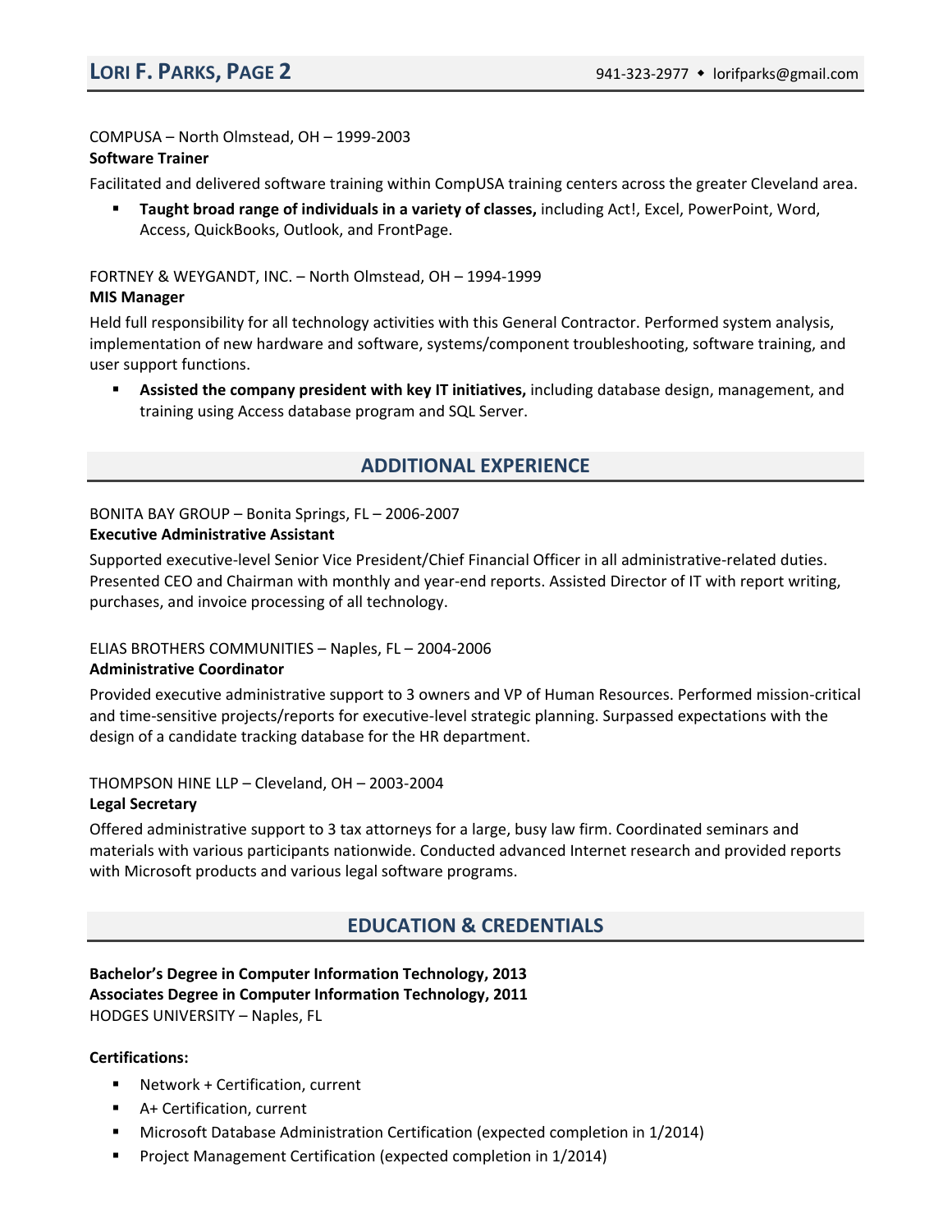COMPUSA – North Olmstead, OH – 1999-2003

**Software Trainer**

Facilitated and delivered software training within CompUSA training centers across the greater Cleveland area.

- **Taught broad range of individuals in a variety of classes,** including Act!, Excel, PowerPoint, Word, Access, QuickBooks, Outlook, and FrontPage.

FORTNEY & WEYGANDT, INC. – North Olmstead, OH – 1994-1999

**MIS Manager**

Held full responsibility for all technology activities with this General Contractor. Performed system analysis, implementation of new hardware and software, systems/component troubleshooting, software training, and user support functions.

- **Assisted the company president with key IT initiatives,** including database design, management, and training using Access database program and SQL Server.

## ADDITIONAL EXPERIENCE

BONITA BAY GROUP – Bonita Springs, FL – 2006-2007

**Executive Administrative Assistant**

Supported executive-level Senior Vice President/Chief Financial Officer in all administrative-related duties. Presented CEO and Chairman with monthly and year-end reports. Assisted Director of IT with report writing, purchases, and invoice processing of all technology.

ELIAS BROTHERS COMMUNITIES – Naples, FL – 2004-2006

**Administrative Coordinator**

Provided executive administrative support to 3 owners and VP of Human Resources. Performed mission-critical and time-sensitive projects/reports for executive-level strategic planning. Surpassed expectations with the design of a candidate tracking database for the HR department.

THOMPSON HINE LLP – Cleveland, OH – 2003-2004

**Legal Secretary**

Offered administrative support to 3 tax attorneys for a large, busy law firm. Coordinated seminars and materials with various participants nationwide. Conducted advanced Internet research and provided reports with Microsoft products and various legal software programs.

## EDUCATION & CREDENTIALS

**Bachelor's Degree in Computer Information Technology, 2013**
**Associates Degree in Computer Information Technology, 2011**
HODGES UNIVERSITY – Naples, FL

**Certifications:**

- Network + Certification, current
- A+ Certification, current
- Microsoft Database Administration Certification (expected completion in 1/2014)
- Project Management Certification (expected completion in 1/2014)